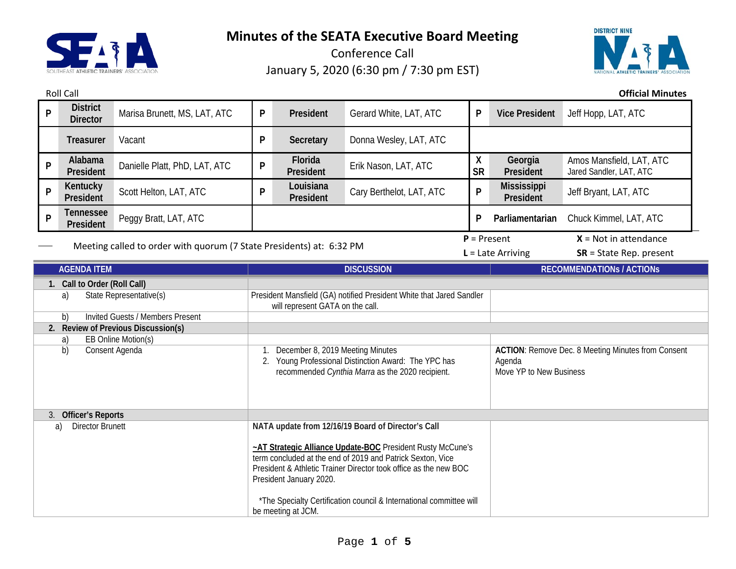# Minutes of the SEATA Executive Board Meeting

Conference Call

January 5, 2020 (6:30 pm / 7:30 pm EST)

Roll Call

**Official Minutes**

| | | | | | | | | |
|---|---|---|---|---|---|---|---|---|
| P | **District Director** | Marisa Brunett, MS, LAT, ATC | P | **President** | Gerard White, LAT, ATC | P | **Vice President** | Jeff Hopp, LAT, ATC |
| | **Treasurer** | Vacant | P | **Secretary** | Donna Wesley, LAT, ATC | | | |
| P | **Alabama President** | Danielle Platt, PhD, LAT, ATC | P | **Florida President** | Erik Nason, LAT, ATC | X SR | **Georgia President** | Amos Mansfield, LAT, ATC Jared Sandler, LAT, ATC |
| P | **Kentucky President** | Scott Helton, LAT, ATC | P | **Louisiana President** | Cary Berthelot, LAT, ATC | P | **Mississippi President** | Jeff Bryant, LAT, ATC |
| P | **Tennessee President** | Peggy Bratt, LAT, ATC | | | | P | **Parliamentarian** | Chuck Kimmel, LAT, ATC |

Meeting called to order with quorum (7 State Presidents) at: 6:32 PM

**P** = Present **X** = Not in attendance
**L** = Late Arriving **SR** = State Rep. present

| AGENDA ITEM | DISCUSSION | RECOMMENDATIONs / ACTIONs |
|---|---|---|
| **1. Call to Order (Roll Call)** | | |
| a) State Representative(s) | President Mansfield (GA) notified President White that Jared Sandler will represent GATA on the call. | |
| b) Invited Guests / Members Present | | |
| **2. Review of Previous Discussion(s)** | | |
| a) EB Online Motion(s) | | |
| b) Consent Agenda | 1. December 8, 2019 Meeting Minutes<br>2. Young Professional Distinction Award: The YPC has recommended *Cynthia Marra* as the 2020 recipient. | **ACTION**: Remove Dec. 8 Meeting Minutes from Consent Agenda<br>Move YP to New Business |
| 3. **Officer's Reports** | | |
| a) Director Brunett | **NATA update from 12/16/19 Board of Director's Call**<br><br>**~AT Strategic Alliance Update-BOC** President Rusty McCune's term concluded at the end of 2019 and Patrick Sexton, Vice President & Athletic Trainer Director took office as the new BOC President January 2020.<br><br>*The Specialty Certification council & International committee will be meeting at JCM. | |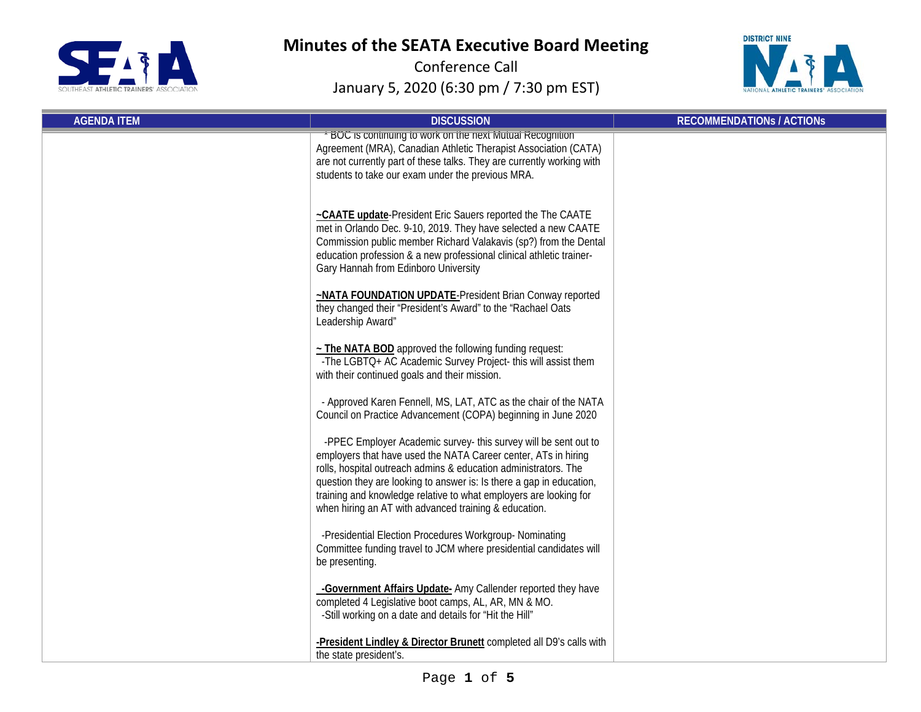# Minutes of the SEATA Executive Board Meeting

Conference Call

January 5, 2020 (6:30 pm / 7:30 pm EST)

| AGENDA ITEM | DISCUSSION | RECOMMENDATIONs / ACTIONs |
|---|---|---|
| | * BOC is continuing to work on the next Mutual Recognition Agreement (MRA), Canadian Athletic Therapist Association (CATA) are not currently part of these talks. They are currently working with students to take our exam under the previous MRA.<br><br>**~CAATE update**-President Eric Sauers reported the The CAATE met in Orlando Dec. 9-10, 2019. They have selected a new CAATE Commission public member Richard Valakavis (sp?) from the Dental education profession & a new professional clinical athletic trainer-Gary Hannah from Edinboro University<br><br>**~NATA FOUNDATION UPDATE-**President Brian Conway reported they changed their "President's Award" to the "Rachael Oats Leadership Award"<br><br>**~ The NATA BOD** approved the following funding request:<br>-The LGBTQ+ AC Academic Survey Project- this will assist them with their continued goals and their mission.<br><br>- Approved Karen Fennell, MS, LAT, ATC as the chair of the NATA Council on Practice Advancement (COPA) beginning in June 2020<br><br>-PPEC Employer Academic survey- this survey will be sent out to employers that have used the NATA Career center, ATs in hiring rolls, hospital outreach admins & education administrators. The question they are looking to answer is: Is there a gap in education, training and knowledge relative to what employers are looking for when hiring an AT with advanced training & education.<br><br>-Presidential Election Procedures Workgroup- Nominating Committee funding travel to JCM where presidential candidates will be presenting.<br><br>**-Government Affairs Update-** Amy Callender reported they have completed 4 Legislative boot camps, AL, AR, MN & MO.<br>-Still working on a date and details for "Hit the Hill"<br><br>**-President Lindley & Director Brunett** completed all D9's calls with the state president's. | |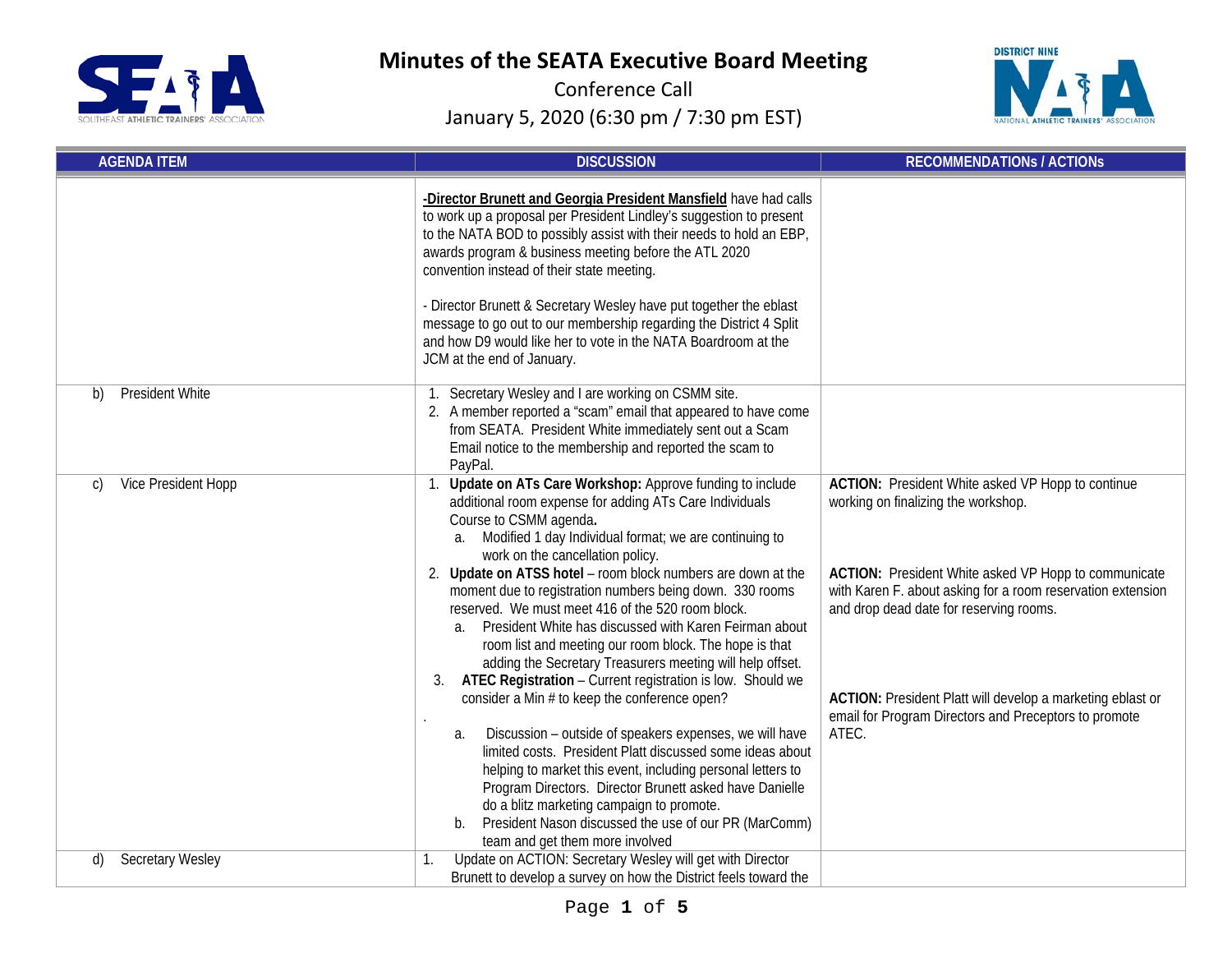# Minutes of the SEATA Executive Board Meeting

Conference Call

January 5, 2020 (6:30 pm / 7:30 pm EST)

| AGENDA ITEM | DISCUSSION | RECOMMENDATIONs / ACTIONs |
|---|---|---|
| | **-Director Brunett and Georgia President Mansfield** have had calls to work up a proposal per President Lindley's suggestion to present to the NATA BOD to possibly assist with their needs to hold an EBP, awards program & business meeting before the ATL 2020 convention instead of their state meeting.<br><br>- Director Brunett & Secretary Wesley have put together the eblast message to go out to our membership regarding the District 4 Split and how D9 would like her to vote in the NATA Boardroom at the JCM at the end of January. | |
| b) President White | 1. Secretary Wesley and I are working on CSMM site.<br>2. A member reported a "scam" email that appeared to have come from SEATA. President White immediately sent out a Scam Email notice to the membership and reported the scam to PayPal. | |
| c) Vice President Hopp | 1. **Update on ATs Care Workshop:** Approve funding to include additional room expense for adding ATs Care Individuals Course to CSMM agenda**.**<br>&nbsp;&nbsp;a. Modified 1 day Individual format; we are continuing to work on the cancellation policy.<br>2. **Update on ATSS hotel** – room block numbers are down at the moment due to registration numbers being down. 330 rooms reserved. We must meet 416 of the 520 room block.<br>&nbsp;&nbsp;a. President White has discussed with Karen Feirman about room list and meeting our room block. The hope is that adding the Secretary Treasurers meeting will help offset.<br>3. **ATEC Registration** – Current registration is low. Should we consider a Min # to keep the conference open?<br>.<br>&nbsp;&nbsp;a. Discussion – outside of speakers expenses, we will have limited costs. President Platt discussed some ideas about helping to market this event, including personal letters to Program Directors. Director Brunett asked have Danielle do a blitz marketing campaign to promote.<br>&nbsp;&nbsp;b. President Nason discussed the use of our PR (MarComm) team and get them more involved | **ACTION:** President White asked VP Hopp to continue working on finalizing the workshop.<br><br>**ACTION:** President White asked VP Hopp to communicate with Karen F. about asking for a room reservation extension and drop dead date for reserving rooms.<br><br>**ACTION:** President Platt will develop a marketing eblast or email for Program Directors and Preceptors to promote ATEC. |
| d) Secretary Wesley | 1. Update on ACTION: Secretary Wesley will get with Director Brunett to develop a survey on how the District feels toward the | |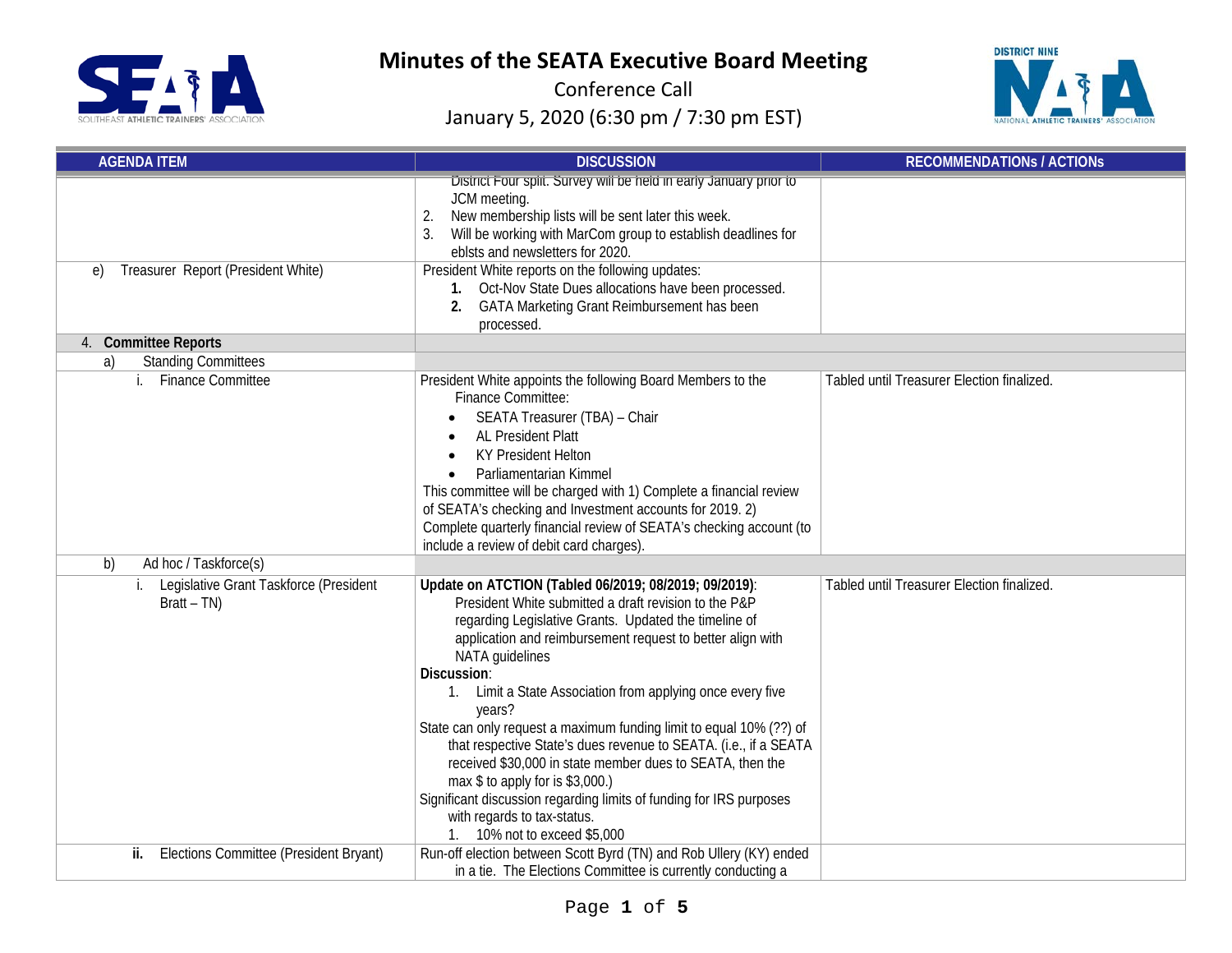# Minutes of the SEATA Executive Board Meeting

Conference Call

January 5, 2020 (6:30 pm / 7:30 pm EST)

| AGENDA ITEM | DISCUSSION | RECOMMENDATIONs / ACTIONs |
|---|---|---|
| | District Four split. Survey will be held in early January prior to JCM meeting.<br>2. New membership lists will be sent later this week.<br>3. Will be working with MarCom group to establish deadlines for eblsts and newsletters for 2020. | |
| e) Treasurer Report (President White) | President White reports on the following updates:<br>**1.** Oct-Nov State Dues allocations have been processed.<br>**2.** GATA Marketing Grant Reimbursement has been processed. | |
| 4. **Committee Reports** | | |
| a) Standing Committees | | |
| i. Finance Committee | President White appoints the following Board Members to the Finance Committee:<br>• SEATA Treasurer (TBA) – Chair<br>• AL President Platt<br>• KY President Helton<br>• Parliamentarian Kimmel<br>This committee will be charged with 1) Complete a financial review of SEATA's checking and Investment accounts for 2019. 2) Complete quarterly financial review of SEATA's checking account (to include a review of debit card charges). | Tabled until Treasurer Election finalized. |
| b) Ad hoc / Taskforce(s) | | |
| i. Legislative Grant Taskforce (President Bratt – TN) | **Update on ATCTION (Tabled 06/2019; 08/2019; 09/2019)**: President White submitted a draft revision to the P&P regarding Legislative Grants. Updated the timeline of application and reimbursement request to better align with NATA guidelines<br>**Discussion**:<br>1. Limit a State Association from applying once every five years?<br>State can only request a maximum funding limit to equal 10% (??) of that respective State's dues revenue to SEATA. (i.e., if a SEATA received $30,000 in state member dues to SEATA, then the max $ to apply for is $3,000.)<br>Significant discussion regarding limits of funding for IRS purposes with regards to tax-status.<br>1. 10% not to exceed $5,000 | Tabled until Treasurer Election finalized. |
| **ii.** Elections Committee (President Bryant) | Run-off election between Scott Byrd (TN) and Rob Ullery (KY) ended in a tie. The Elections Committee is currently conducting a | |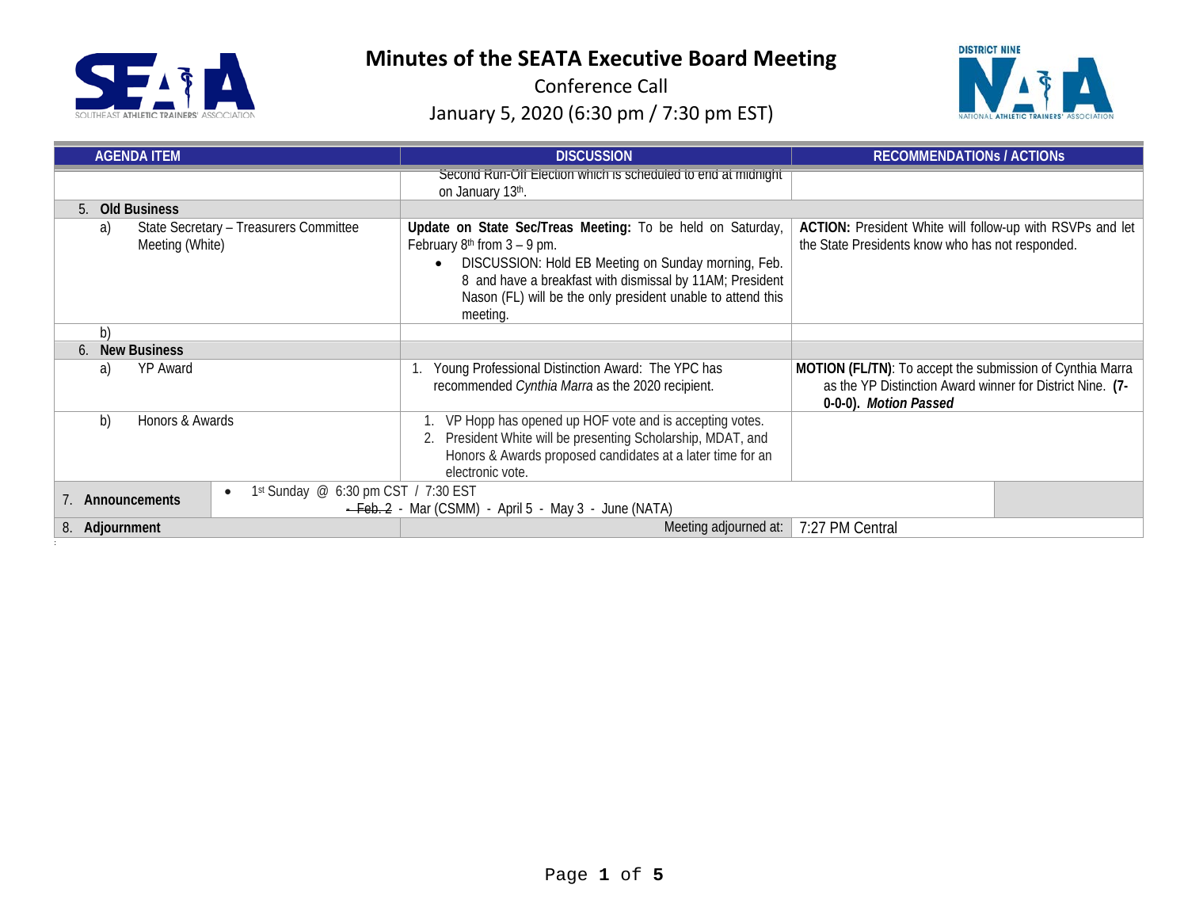# Minutes of the SEATA Executive Board Meeting

Conference Call

January 5, 2020 (6:30 pm / 7:30 pm EST)

| AGENDA ITEM | DISCUSSION | RECOMMENDATIONs / ACTIONs |
|---|---|---|
| | Second Run-Off Election which is scheduled to end at midnight on January 13th. | |
| **5. Old Business** | | |
| a) State Secretary – Treasurers Committee Meeting (White) | **Update on State Sec/Treas Meeting:** To be held on Saturday, February 8th from 3 – 9 pm.<br>• DISCUSSION: Hold EB Meeting on Sunday morning, Feb. 8 and have a breakfast with dismissal by 11AM; President Nason (FL) will be the only president unable to attend this meeting. | **ACTION:** President White will follow-up with RSVPs and let the State Presidents know who has not responded. |
| b) | | |
| **6. New Business** | | |
| a) YP Award | 1. Young Professional Distinction Award: The YPC has recommended *Cynthia Marra* as the 2020 recipient. | **MOTION (FL/TN)**: To accept the submission of Cynthia Marra as the YP Distinction Award winner for District Nine. **(7-0-0).** ***Motion Passed*** |
| b) Honors & Awards | 1. VP Hopp has opened up HOF vote and is accepting votes.<br>2. President White will be presenting Scholarship, MDAT, and Honors & Awards proposed candidates at a later time for an electronic vote. | |
| **7. Announcements** | • 1st Sunday @ 6:30 pm CST / 7:30 EST<br>~~Feb. 2~~ - Mar (CSMM) - April 5 - May 3 - June (NATA) | |
| **8. Adjournment** | Meeting adjourned at: | 7:27 PM Central |